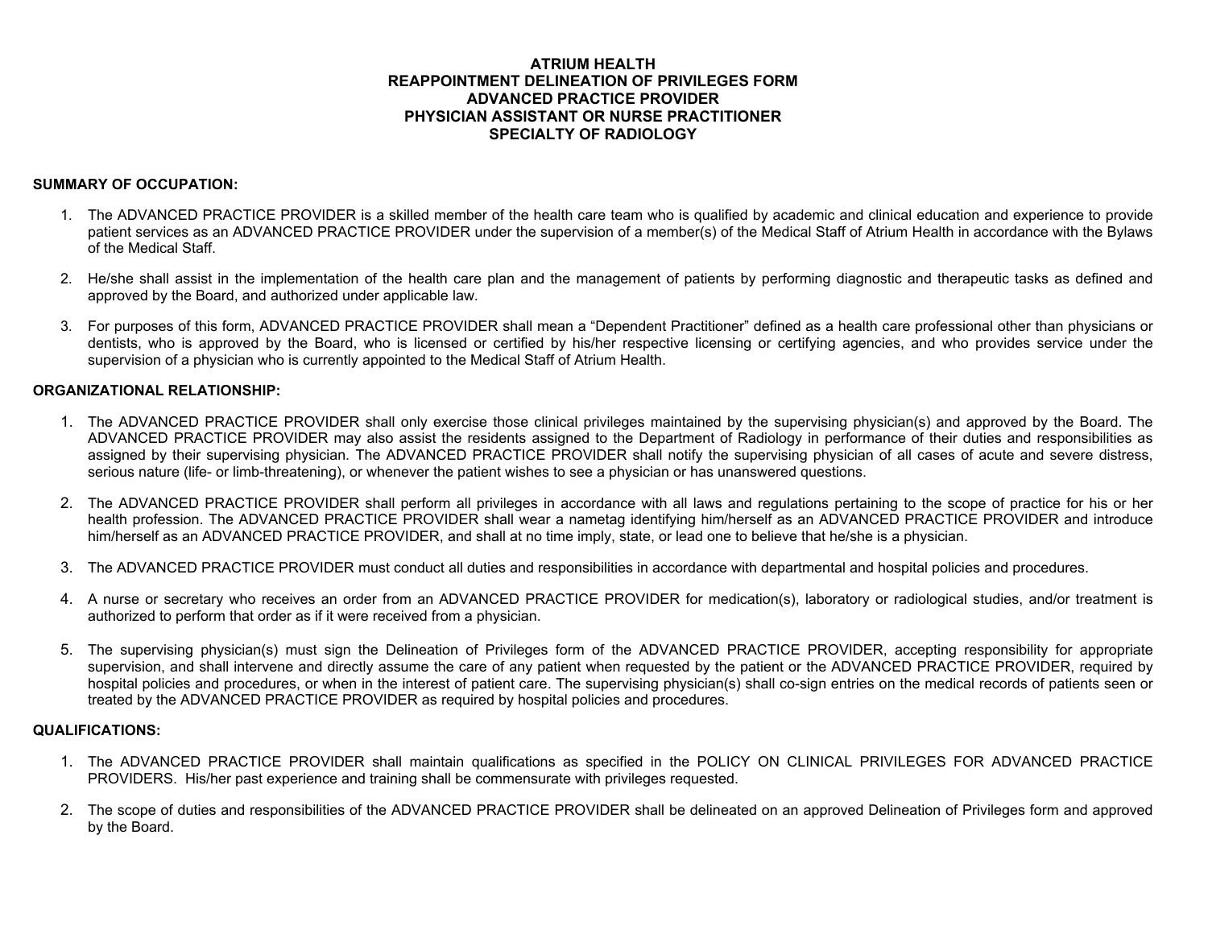# ATRIUM HEALTH
# REAPPOINTMENT DELINEATION OF PRIVILEGES FORM
# ADVANCED PRACTICE PROVIDER
# PHYSICIAN ASSISTANT OR NURSE PRACTITIONER
# SPECIALTY OF RADIOLOGY

## SUMMARY OF OCCUPATION:

1. The ADVANCED PRACTICE PROVIDER is a skilled member of the health care team who is qualified by academic and clinical education and experience to provide patient services as an ADVANCED PRACTICE PROVIDER under the supervision of a member(s) of the Medical Staff of Atrium Health in accordance with the Bylaws of the Medical Staff.

2. He/she shall assist in the implementation of the health care plan and the management of patients by performing diagnostic and therapeutic tasks as defined and approved by the Board, and authorized under applicable law.

3. For purposes of this form, ADVANCED PRACTICE PROVIDER shall mean a "Dependent Practitioner" defined as a health care professional other than physicians or dentists, who is approved by the Board, who is licensed or certified by his/her respective licensing or certifying agencies, and who provides service under the supervision of a physician who is currently appointed to the Medical Staff of Atrium Health.

## ORGANIZATIONAL RELATIONSHIP:

1. The ADVANCED PRACTICE PROVIDER shall only exercise those clinical privileges maintained by the supervising physician(s) and approved by the Board. The ADVANCED PRACTICE PROVIDER may also assist the residents assigned to the Department of Radiology in performance of their duties and responsibilities as assigned by their supervising physician. The ADVANCED PRACTICE PROVIDER shall notify the supervising physician of all cases of acute and severe distress, serious nature (life- or limb-threatening), or whenever the patient wishes to see a physician or has unanswered questions.

2. The ADVANCED PRACTICE PROVIDER shall perform all privileges in accordance with all laws and regulations pertaining to the scope of practice for his or her health profession. The ADVANCED PRACTICE PROVIDER shall wear a nametag identifying him/herself as an ADVANCED PRACTICE PROVIDER and introduce him/herself as an ADVANCED PRACTICE PROVIDER, and shall at no time imply, state, or lead one to believe that he/she is a physician.

3. The ADVANCED PRACTICE PROVIDER must conduct all duties and responsibilities in accordance with departmental and hospital policies and procedures.

4. A nurse or secretary who receives an order from an ADVANCED PRACTICE PROVIDER for medication(s), laboratory or radiological studies, and/or treatment is authorized to perform that order as if it were received from a physician.

5. The supervising physician(s) must sign the Delineation of Privileges form of the ADVANCED PRACTICE PROVIDER, accepting responsibility for appropriate supervision, and shall intervene and directly assume the care of any patient when requested by the patient or the ADVANCED PRACTICE PROVIDER, required by hospital policies and procedures, or when in the interest of patient care. The supervising physician(s) shall co-sign entries on the medical records of patients seen or treated by the ADVANCED PRACTICE PROVIDER as required by hospital policies and procedures.

## QUALIFICATIONS:

1. The ADVANCED PRACTICE PROVIDER shall maintain qualifications as specified in the POLICY ON CLINICAL PRIVILEGES FOR ADVANCED PRACTICE PROVIDERS. His/her past experience and training shall be commensurate with privileges requested.

2. The scope of duties and responsibilities of the ADVANCED PRACTICE PROVIDER shall be delineated on an approved Delineation of Privileges form and approved by the Board.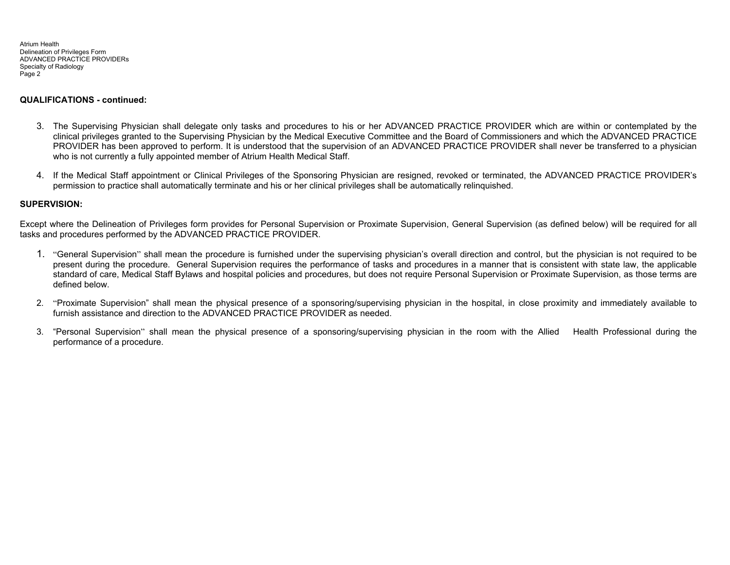**QUALIFICATIONS - continued:**

3. The Supervising Physician shall delegate only tasks and procedures to his or her ADVANCED PRACTICE PROVIDER which are within or contemplated by the clinical privileges granted to the Supervising Physician by the Medical Executive Committee and the Board of Commissioners and which the ADVANCED PRACTICE PROVIDER has been approved to perform. It is understood that the supervision of an ADVANCED PRACTICE PROVIDER shall never be transferred to a physician who is not currently a fully appointed member of Atrium Health Medical Staff.

4. If the Medical Staff appointment or Clinical Privileges of the Sponsoring Physician are resigned, revoked or terminated, the ADVANCED PRACTICE PROVIDER's permission to practice shall automatically terminate and his or her clinical privileges shall be automatically relinquished.

**SUPERVISION:**

Except where the Delineation of Privileges form provides for Personal Supervision or Proximate Supervision, General Supervision (as defined below) will be required for all tasks and procedures performed by the ADVANCED PRACTICE PROVIDER.

1. "General Supervision" shall mean the procedure is furnished under the supervising physician's overall direction and control, but the physician is not required to be present during the procedure. General Supervision requires the performance of tasks and procedures in a manner that is consistent with state law, the applicable standard of care, Medical Staff Bylaws and hospital policies and procedures, but does not require Personal Supervision or Proximate Supervision, as those terms are defined below.

2. "Proximate Supervision" shall mean the physical presence of a sponsoring/supervising physician in the hospital, in close proximity and immediately available to furnish assistance and direction to the ADVANCED PRACTICE PROVIDER as needed.

3. "Personal Supervision" shall mean the physical presence of a sponsoring/supervising physician in the room with the Allied Health Professional during the performance of a procedure.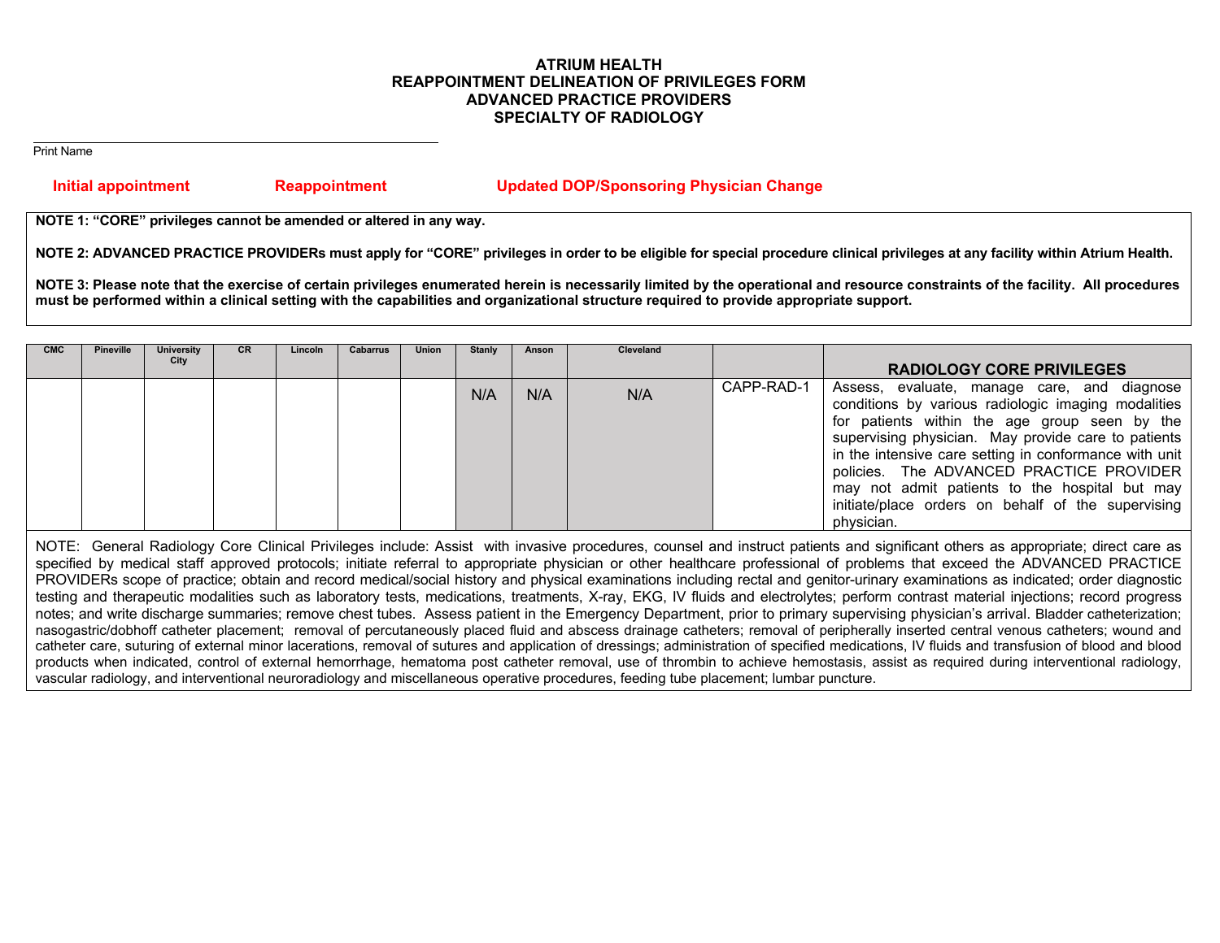# ATRIUM HEALTH
# REAPPOINTMENT DELINEATION OF PRIVILEGES FORM
# ADVANCED PRACTICE PROVIDERS
# SPECIALTY OF RADIOLOGY

\_\_\_\_\_\_\_\_\_\_\_\_\_\_\_\_\_\_\_\_\_\_\_\_\_\_\_\_\_\_\_\_\_\_\_\_\_\_\_\_

Print Name

**Initial appointment** **Reappointment** **Updated DOP/Sponsoring Physician Change**

**NOTE 1: "CORE" privileges cannot be amended or altered in any way.**

**NOTE 2: ADVANCED PRACTICE PROVIDERs must apply for "CORE" privileges in order to be eligible for special procedure clinical privileges at any facility within Atrium Health.**

**NOTE 3: Please note that the exercise of certain privileges enumerated herein is necessarily limited by the operational and resource constraints of the facility. All procedures must be performed within a clinical setting with the capabilities and organizational structure required to provide appropriate support.**

| CMC | Pineville | University City | CR | Lincoln | Cabarrus | Union | Stanly | Anson | Cleveland | | RADIOLOGY CORE PRIVILEGES |
|---|---|---|---|---|---|---|---|---|---|---|---|
| | | | | | | | N/A | N/A | N/A | CAPP-RAD-1 | Assess, evaluate, manage care, and diagnose conditions by various radiologic imaging modalities for patients within the age group seen by the supervising physician. May provide care to patients in the intensive care setting in conformance with unit policies. The ADVANCED PRACTICE PROVIDER may not admit patients to the hospital but may initiate/place orders on behalf of the supervising physician. |

NOTE: General Radiology Core Clinical Privileges include: Assist with invasive procedures, counsel and instruct patients and significant others as appropriate; direct care as specified by medical staff approved protocols; initiate referral to appropriate physician or other healthcare professional of problems that exceed the ADVANCED PRACTICE PROVIDERs scope of practice; obtain and record medical/social history and physical examinations including rectal and genitor-urinary examinations as indicated; order diagnostic testing and therapeutic modalities such as laboratory tests, medications, treatments, X-ray, EKG, IV fluids and electrolytes; perform contrast material injections; record progress notes; and write discharge summaries; remove chest tubes. Assess patient in the Emergency Department, prior to primary supervising physician's arrival. Bladder catheterization; nasogastric/dobhoff catheter placement; removal of percutaneously placed fluid and abscess drainage catheters; removal of peripherally inserted central venous catheters; wound and catheter care, suturing of external minor lacerations, removal of sutures and application of dressings; administration of specified medications, IV fluids and transfusion of blood and blood products when indicated, control of external hemorrhage, hematoma post catheter removal, use of thrombin to achieve hemostasis, assist as required during interventional radiology, vascular radiology, and interventional neuroradiology and miscellaneous operative procedures, feeding tube placement; lumbar puncture.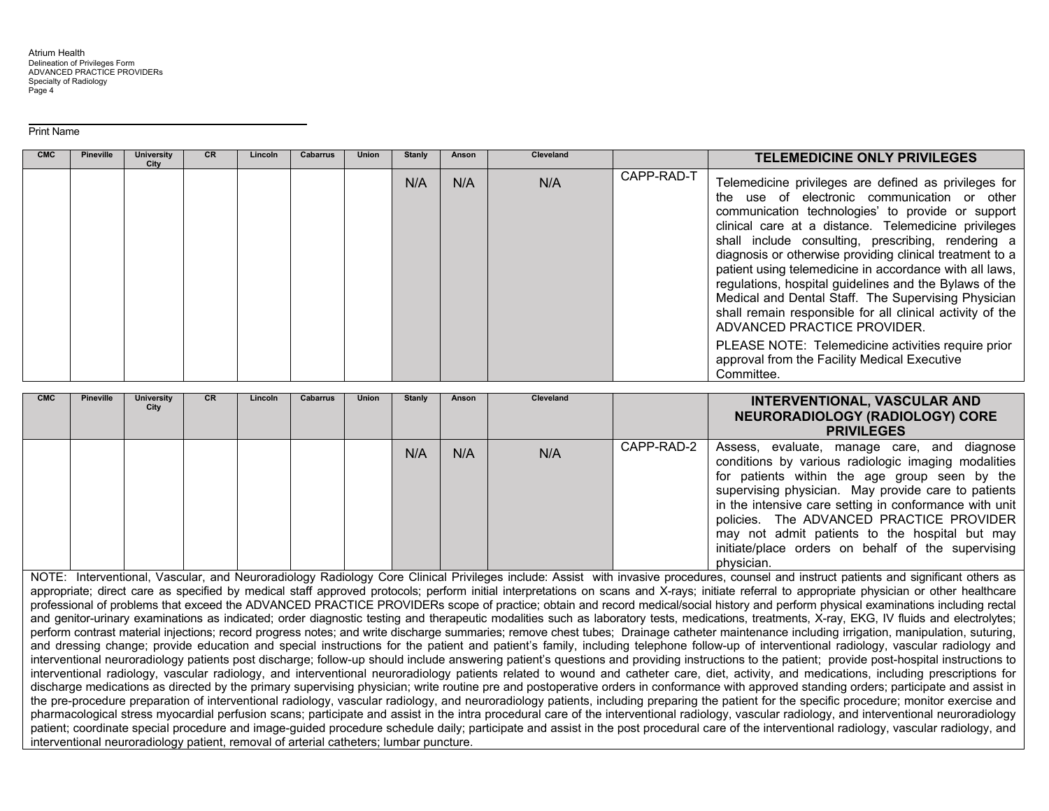Print Name

| CMC | Pineville | University City | CR | Lincoln | Cabarrus | Union | Stanly | Anson | Cleveland | | TELEMEDICINE ONLY PRIVILEGES |
|---|---|---|---|---|---|---|---|---|---|---|---|
| | | | | | | | N/A | N/A | N/A | CAPP-RAD-T | Telemedicine privileges are defined as privileges for the use of electronic communication or other communication technologies' to provide or support clinical care at a distance. Telemedicine privileges shall include consulting, prescribing, rendering a diagnosis or otherwise providing clinical treatment to a patient using telemedicine in accordance with all laws, regulations, hospital guidelines and the Bylaws of the Medical and Dental Staff. The Supervising Physician shall remain responsible for all clinical activity of the ADVANCED PRACTICE PROVIDER.<br><br>PLEASE NOTE: Telemedicine activities require prior approval from the Facility Medical Executive Committee. |

| CMC | Pineville | University City | CR | Lincoln | Cabarrus | Union | Stanly | Anson | Cleveland | | INTERVENTIONAL, VASCULAR AND NEURORADIOLOGY (RADIOLOGY) CORE PRIVILEGES |
|---|---|---|---|---|---|---|---|---|---|---|---|
| | | | | | | | N/A | N/A | N/A | CAPP-RAD-2 | Assess, evaluate, manage care, and diagnose conditions by various radiologic imaging modalities for patients within the age group seen by the supervising physician. May provide care to patients in the intensive care setting in conformance with unit policies. The ADVANCED PRACTICE PROVIDER may not admit patients to the hospital but may initiate/place orders on behalf of the supervising physician. |

NOTE: Interventional, Vascular, and Neuroradiology Radiology Core Clinical Privileges include: Assist with invasive procedures, counsel and instruct patients and significant others as appropriate; direct care as specified by medical staff approved protocols; perform initial interpretations on scans and X-rays; initiate referral to appropriate physician or other healthcare professional of problems that exceed the ADVANCED PRACTICE PROVIDERs scope of practice; obtain and record medical/social history and perform physical examinations including rectal and genitor-urinary examinations as indicated; order diagnostic testing and therapeutic modalities such as laboratory tests, medications, treatments, X-ray, EKG, IV fluids and electrolytes; perform contrast material injections; record progress notes; and write discharge summaries; remove chest tubes; Drainage catheter maintenance including irrigation, manipulation, suturing, and dressing change; provide education and special instructions for the patient and patient's family, including telephone follow-up of interventional radiology, vascular radiology and interventional neuroradiology patients post discharge; follow-up should include answering patient's questions and providing instructions to the patient; provide post-hospital instructions to interventional radiology, vascular radiology, and interventional neuroradiology patients related to wound and catheter care, diet, activity, and medications, including prescriptions for discharge medications as directed by the primary supervising physician; write routine pre and postoperative orders in conformance with approved standing orders; participate and assist in the pre-procedure preparation of interventional radiology, vascular radiology, and neuroradiology patients, including preparing the patient for the specific procedure; monitor exercise and pharmacological stress myocardial perfusion scans; participate and assist in the intra procedural care of the interventional radiology, vascular radiology, and interventional neuroradiology patient; coordinate special procedure and image-guided procedure schedule daily; participate and assist in the post procedural care of the interventional radiology, vascular radiology, and interventional neuroradiology patient, removal of arterial catheters; lumbar puncture.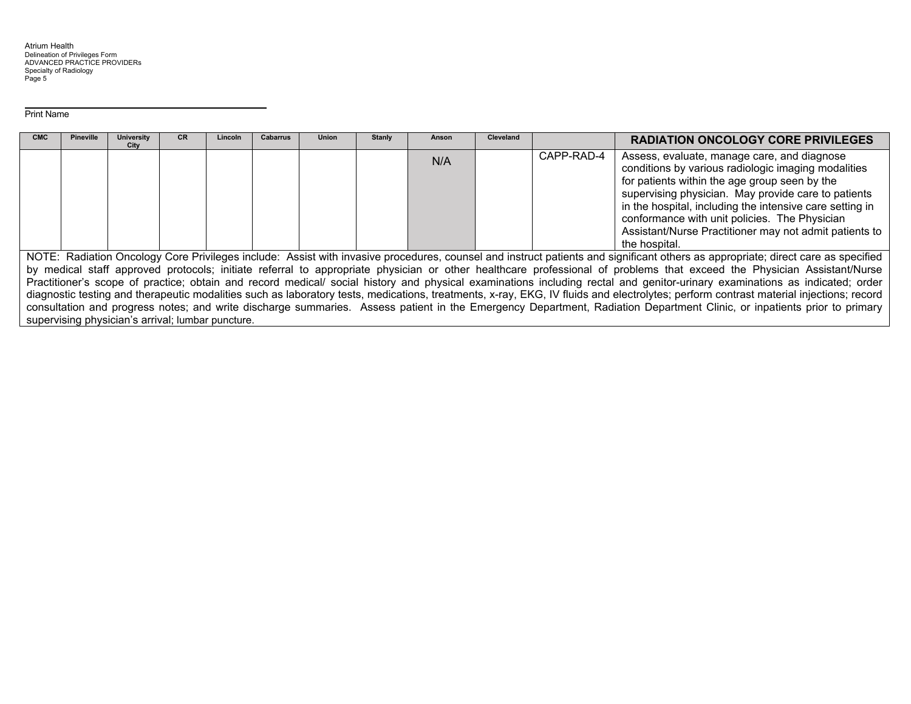Print Name

| CMC | Pineville | University City | CR | Lincoln | Cabarrus | Union | Stanly | Anson | Cleveland | | RADIATION ONCOLOGY CORE PRIVILEGES |
|---|---|---|---|---|---|---|---|---|---|---|---|
| | | | | | | | | N/A | | CAPP-RAD-4 | Assess, evaluate, manage care, and diagnose conditions by various radiologic imaging modalities for patients within the age group seen by the supervising physician. May provide care to patients in the hospital, including the intensive care setting in conformance with unit policies. The Physician Assistant/Nurse Practitioner may not admit patients to the hospital. |

NOTE: Radiation Oncology Core Privileges include: Assist with invasive procedures, counsel and instruct patients and significant others as appropriate; direct care as specified by medical staff approved protocols; initiate referral to appropriate physician or other healthcare professional of problems that exceed the Physician Assistant/Nurse Practitioner's scope of practice; obtain and record medical/ social history and physical examinations including rectal and genitor-urinary examinations as indicated; order diagnostic testing and therapeutic modalities such as laboratory tests, medications, treatments, x-ray, EKG, IV fluids and electrolytes; perform contrast material injections; record consultation and progress notes; and write discharge summaries. Assess patient in the Emergency Department, Radiation Department Clinic, or inpatients prior to primary supervising physician's arrival; lumbar puncture.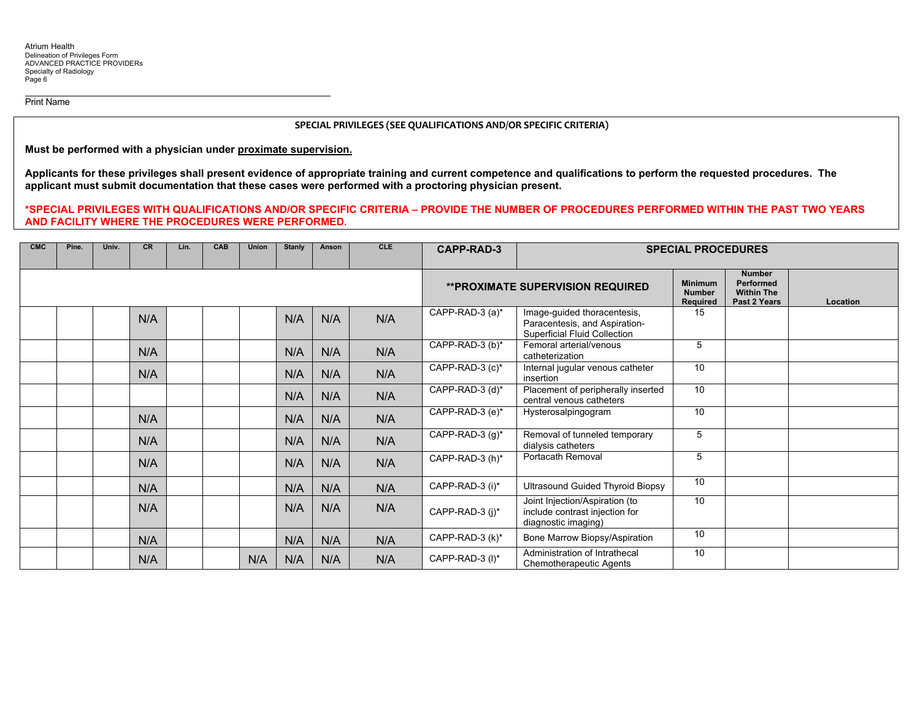Print Name

## SPECIAL PRIVILEGES (SEE QUALIFICATIONS AND/OR SPECIFIC CRITERIA)

**Must be performed with a physician under proximate supervision.**

**Applicants for these privileges shall present evidence of appropriate training and current competence and qualifications to perform the requested procedures. The applicant must submit documentation that these cases were performed with a proctoring physician present.**

**\*SPECIAL PRIVILEGES WITH QUALIFICATIONS AND/OR SPECIFIC CRITERIA – PROVIDE THE NUMBER OF PROCEDURES PERFORMED WITHIN THE PAST TWO YEARS AND FACILITY WHERE THE PROCEDURES WERE PERFORMED.**

| CMC | Pine. | Univ. | CR | Lin. | CAB | Union | Stanly | Anson | CLE | CAPP-RAD-3 | SPECIAL PROCEDURES | | | |
|---|---|---|---|---|---|---|---|---|---|---|---|---|---|---|
| | | | | | | | | | | **\*\*PROXIMATE SUPERVISION REQUIRED** | | Minimum Number Required | Number Performed Within The Past 2 Years | Location |
| | | | N/A | | | | N/A | N/A | N/A | CAPP-RAD-3 (a)* | Image-guided thoracentesis, Paracentesis, and Aspiration-Superficial Fluid Collection | 15 | | |
| | | | N/A | | | | N/A | N/A | N/A | CAPP-RAD-3 (b)* | Femoral arterial/venous catheterization | 5 | | |
| | | | N/A | | | | N/A | N/A | N/A | CAPP-RAD-3 (c)* | Internal jugular venous catheter insertion | 10 | | |
| | | | | | | | N/A | N/A | N/A | CAPP-RAD-3 (d)* | Placement of peripherally inserted central venous catheters | 10 | | |
| | | | N/A | | | | N/A | N/A | N/A | CAPP-RAD-3 (e)* | Hysterosalpingogram | 10 | | |
| | | | N/A | | | | N/A | N/A | N/A | CAPP-RAD-3 (g)* | Removal of tunneled temporary dialysis catheters | 5 | | |
| | | | N/A | | | | N/A | N/A | N/A | CAPP-RAD-3 (h)* | Portacath Removal | 5 | | |
| | | | N/A | | | | N/A | N/A | N/A | CAPP-RAD-3 (i)* | Ultrasound Guided Thyroid Biopsy | 10 | | |
| | | | N/A | | | | N/A | N/A | N/A | CAPP-RAD-3 (j)* | Joint Injection/Aspiration (to include contrast injection for diagnostic imaging) | 10 | | |
| | | | N/A | | | | N/A | N/A | N/A | CAPP-RAD-3 (k)* | Bone Marrow Biopsy/Aspiration | 10 | | |
| | | | N/A | | | N/A | N/A | N/A | N/A | CAPP-RAD-3 (l)* | Administration of Intrathecal Chemotherapeutic Agents | 10 | | |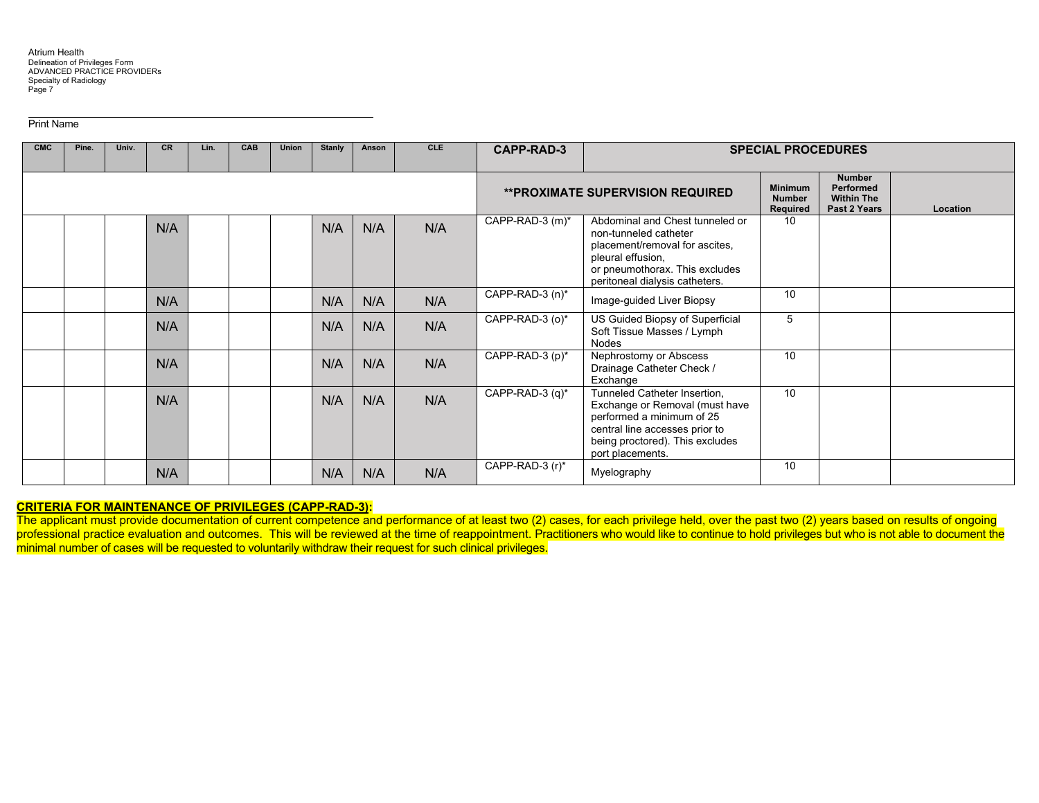Atrium Health
Delineation of Privileges Form
ADVANCED PRACTICE PROVIDERs
Specialty of Radiology

Print Name

| CMC | Pine. | Univ. | CR | Lin. | CAB | Union | Stanly | Anson | CLE | CAPP-RAD-3 | SPECIAL PROCEDURES | | | |
|---|---|---|---|---|---|---|---|---|---|---|---|---|---|---|
| | | | | | | | | | | | **PROXIMATE SUPERVISION REQUIRED | Minimum Number Required | Number Performed Within The Past 2 Years | Location |
| | | | N/A | | | | N/A | N/A | N/A | CAPP-RAD-3 (m)* | Abdominal and Chest tunneled or non-tunneled catheter placement/removal for ascites, pleural effusion, or pneumothorax. This excludes peritoneal dialysis catheters. | 10 | | |
| | | | N/A | | | | N/A | N/A | N/A | CAPP-RAD-3 (n)* | Image-guided Liver Biopsy | 10 | | |
| | | | N/A | | | | N/A | N/A | N/A | CAPP-RAD-3 (o)* | US Guided Biopsy of Superficial Soft Tissue Masses / Lymph Nodes | 5 | | |
| | | | N/A | | | | N/A | N/A | N/A | CAPP-RAD-3 (p)* | Nephrostomy or Abscess Drainage Catheter Check / Exchange | 10 | | |
| | | | N/A | | | | N/A | N/A | N/A | CAPP-RAD-3 (q)* | Tunneled Catheter Insertion, Exchange or Removal (must have performed a minimum of 25 central line accesses prior to being proctored). This excludes port placements. | 10 | | |
| | | | N/A | | | | N/A | N/A | N/A | CAPP-RAD-3 (r)* | Myelography | 10 | | |

**CRITERIA FOR MAINTENANCE OF PRIVILEGES (CAPP-RAD-3):**
The applicant must provide documentation of current competence and performance of at least two (2) cases, for each privilege held, over the past two (2) years based on results of ongoing professional practice evaluation and outcomes. This will be reviewed at the time of reappointment. Practitioners who would like to continue to hold privileges but who is not able to document the minimal number of cases will be requested to voluntarily withdraw their request for such clinical privileges.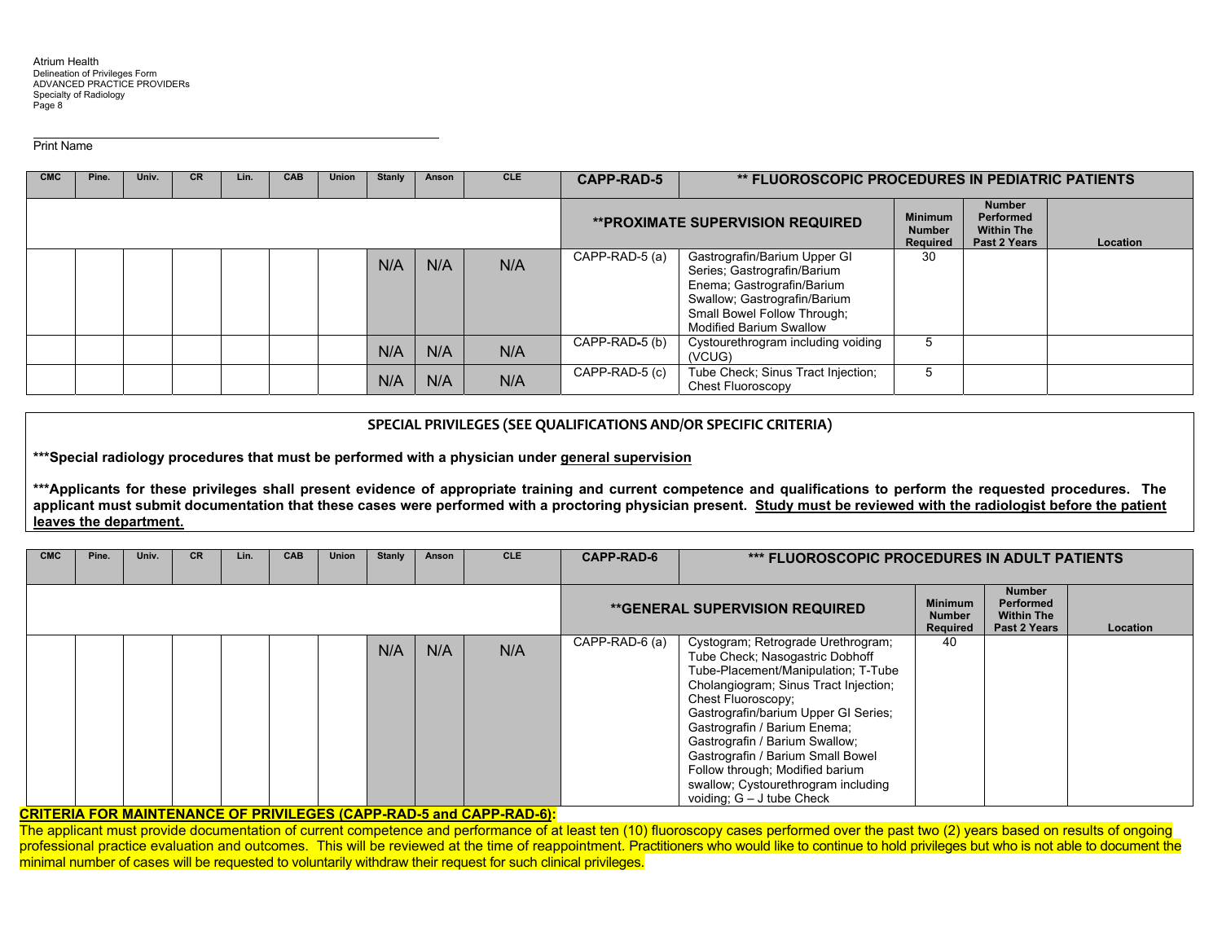Print Name

| CMC | Pine. | Univ. | CR | Lin. | CAB | Union | Stanly | Anson | CLE | CAPP-RAD-5 | ** FLUOROSCOPIC PROCEDURES IN PEDIATRIC PATIENTS | | | |
|---|---|---|---|---|---|---|---|---|---|---|---|---|---|---|
| | | | | | | | | | | **PROXIMATE SUPERVISION REQUIRED | | Minimum Number Required | Number Performed Within The Past 2 Years | Location |
| | | | | | | | N/A | N/A | N/A | CAPP-RAD-5 (a) | Gastrografin/Barium Upper GI Series; Gastrografin/Barium Enema; Gastrografin/Barium Swallow; Gastrografin/Barium Small Bowel Follow Through; Modified Barium Swallow | 30 | | |
| | | | | | | | N/A | N/A | N/A | CAPP-RAD-5 (b) | Cystourethrogram including voiding (VCUG) | 5 | | |
| | | | | | | | N/A | N/A | N/A | CAPP-RAD-5 (c) | Tube Check; Sinus Tract Injection; Chest Fluoroscopy | 5 | | |

## SPECIAL PRIVILEGES (SEE QUALIFICATIONS AND/OR SPECIFIC CRITERIA)

**\*\*\*Special radiology procedures that must be performed with a physician under <u>general supervision</u>**

**\*\*\*Applicants for these privileges shall present evidence of appropriate training and current competence and qualifications to perform the requested procedures. The applicant must submit documentation that these cases were performed with a proctoring physician present. <u>Study must be reviewed with the radiologist before the patient leaves the department.</u>**

| CMC | Pine. | Univ. | CR | Lin. | CAB | Union | Stanly | Anson | CLE | CAPP-RAD-6 | *** FLUOROSCOPIC PROCEDURES IN ADULT PATIENTS | | | |
|---|---|---|---|---|---|---|---|---|---|---|---|---|---|---|
| | | | | | | | | | | **GENERAL SUPERVISION REQUIRED | | Minimum Number Required | Number Performed Within The Past 2 Years | Location |
| | | | | | | | N/A | N/A | N/A | CAPP-RAD-6 (a) | Cystogram; Retrograde Urethrogram; Tube Check; Nasogastric Dobhoff Tube-Placement/Manipulation; T-Tube Cholangiogram; Sinus Tract Injection; Chest Fluoroscopy; Gastrografin/barium Upper GI Series; Gastrografin / Barium Enema; Gastrografin / Barium Swallow; Gastrografin / Barium Small Bowel Follow through; Modified barium swallow; Cystourethrogram including voiding; G – J tube Check | 40 | | |

**<u>CRITERIA FOR MAINTENANCE OF PRIVILEGES (CAPP-RAD-5 and CAPP-RAD-6):</u>**

The applicant must provide documentation of current competence and performance of at least ten (10) fluoroscopy cases performed over the past two (2) years based on results of ongoing professional practice evaluation and outcomes. This will be reviewed at the time of reappointment. Practitioners who would like to continue to hold privileges but who is not able to document the minimal number of cases will be requested to voluntarily withdraw their request for such clinical privileges.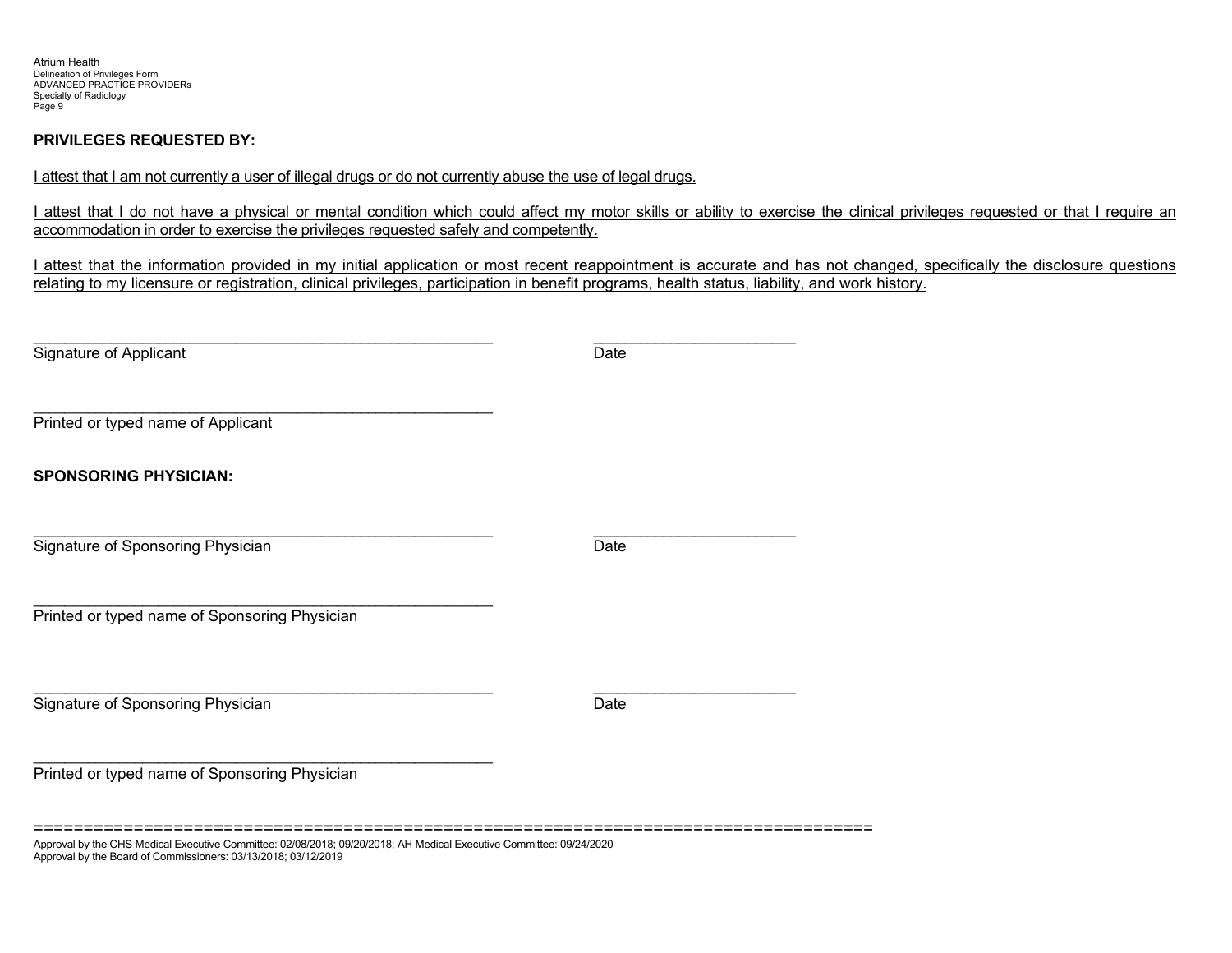**PRIVILEGES REQUESTED BY:**

I attest that I am not currently a user of illegal drugs or do not currently abuse the use of legal drugs.

I attest that I do not have a physical or mental condition which could affect my motor skills or ability to exercise the clinical privileges requested or that I require an accommodation in order to exercise the privileges requested safely and competently.

I attest that the information provided in my initial application or most recent reappointment is accurate and has not changed, specifically the disclosure questions relating to my licensure or registration, clinical privileges, participation in benefit programs, health status, liability, and work history.

_______________________________________________________ _______________________
Signature of Applicant Date

_______________________________________________________
Printed or typed name of Applicant

**SPONSORING PHYSICIAN:**

_______________________________________________________ _______________________
Signature of Sponsoring Physician Date

_______________________________________________________
Printed or typed name of Sponsoring Physician

_______________________________________________________ _______________________
Signature of Sponsoring Physician Date

_______________________________________________________
Printed or typed name of Sponsoring Physician

==================================================================================

Approval by the CHS Medical Executive Committee: 02/08/2018; 09/20/2018; AH Medical Executive Committee: 09/24/2020
Approval by the Board of Commissioners: 03/13/2018; 03/12/2019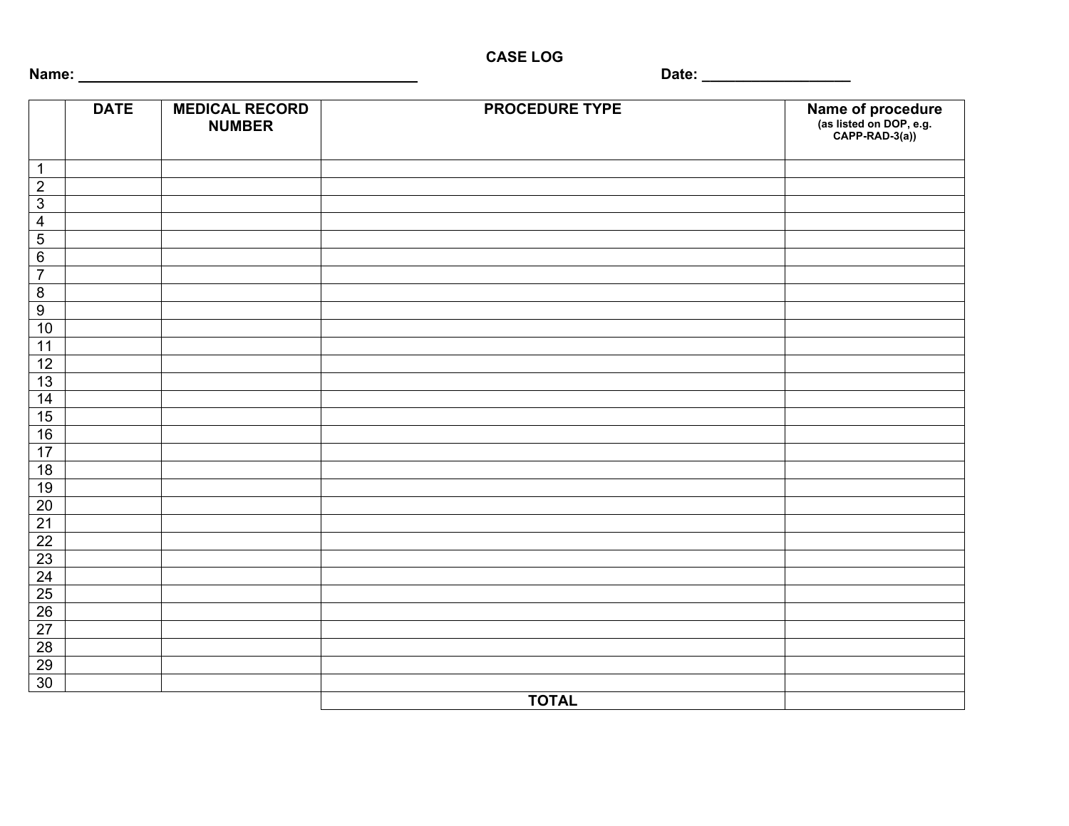# CASE LOG

**Name:** ________________________________________ **Date:** __________________

| | DATE | MEDICAL RECORD NUMBER | PROCEDURE TYPE | Name of procedure (as listed on DOP, e.g. CAPP-RAD-3(a)) |
|---|---|---|---|---|
| 1 | | | | |
| 2 | | | | |
| 3 | | | | |
| 4 | | | | |
| 5 | | | | |
| 6 | | | | |
| 7 | | | | |
| 8 | | | | |
| 9 | | | | |
| 10 | | | | |
| 11 | | | | |
| 12 | | | | |
| 13 | | | | |
| 14 | | | | |
| 15 | | | | |
| 16 | | | | |
| 17 | | | | |
| 18 | | | | |
| 19 | | | | |
| 20 | | | | |
| 21 | | | | |
| 22 | | | | |
| 23 | | | | |
| 24 | | | | |
| 25 | | | | |
| 26 | | | | |
| 27 | | | | |
| 28 | | | | |
| 29 | | | | |
| 30 | | | | |
| | | | **TOTAL** | |